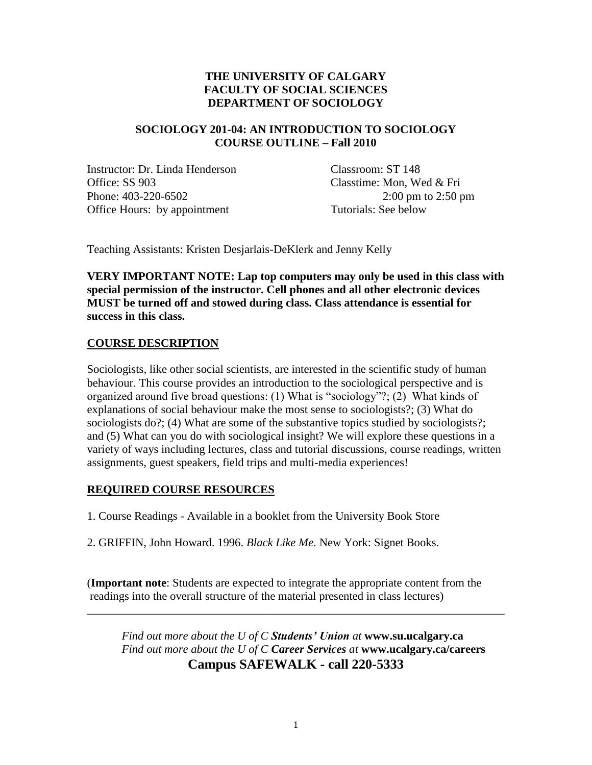**THE UNIVERSITY OF CALGARY**
**FACULTY OF SOCIAL SCIENCES**
**DEPARTMENT OF SOCIOLOGY**

**SOCIOLOGY 201-04: AN INTRODUCTION TO SOCIOLOGY**
**COURSE OUTLINE – Fall 2010**

Instructor: Dr. Linda Henderson
Office: SS 903
Phone: 403-220-6502
Office Hours: by appointment

Classroom: ST 148
Classtime: Mon, Wed & Fri
2:00 pm to 2:50 pm
Tutorials: See below

Teaching Assistants: Kristen Desjarlais-DeKlerk and Jenny Kelly

**VERY IMPORTANT NOTE: Lap top computers may only be used in this class with special permission of the instructor. Cell phones and all other electronic devices MUST be turned off and stowed during class. Class attendance is essential for success in this class.**

## COURSE DESCRIPTION

Sociologists, like other social scientists, are interested in the scientific study of human behaviour. This course provides an introduction to the sociological perspective and is organized around five broad questions: (1) What is "sociology"?; (2) What kinds of explanations of social behaviour make the most sense to sociologists?; (3) What do sociologists do?; (4) What are some of the substantive topics studied by sociologists?; and (5) What can you do with sociological insight? We will explore these questions in a variety of ways including lectures, class and tutorial discussions, course readings, written assignments, guest speakers, field trips and multi-media experiences!

## REQUIRED COURSE RESOURCES

1. Course Readings - Available in a booklet from the University Book Store

2. GRIFFIN, John Howard. 1996. *Black Like Me*. New York: Signet Books.

(**Important note**: Students are expected to integrate the appropriate content from the readings into the overall structure of the material presented in class lectures)

---

*Find out more about the U of C **Students' Union** at* **www.su.ucalgary.ca**
*Find out more about the U of C **Career Services** at* **www.ucalgary.ca/careers**
**Campus SAFEWALK - call 220-5333**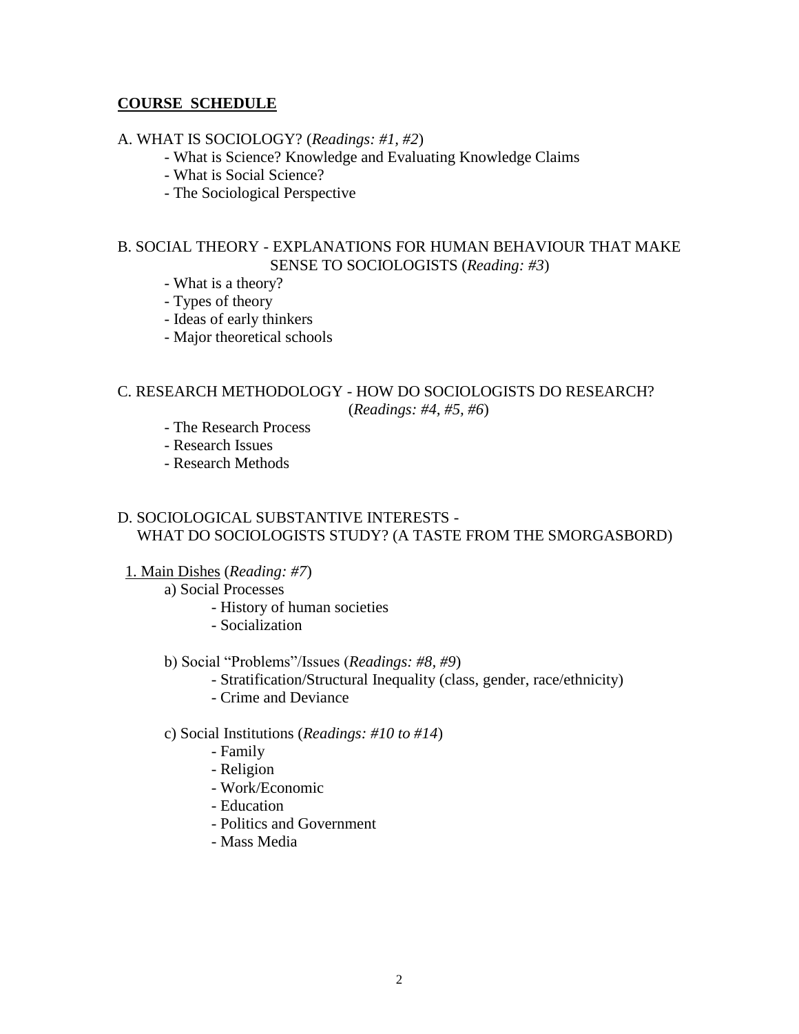## COURSE SCHEDULE

A. WHAT IS SOCIOLOGY? (*Readings: #1, #2*)

- What is Science? Knowledge and Evaluating Knowledge Claims
- What is Social Science?
- The Sociological Perspective

B. SOCIAL THEORY - EXPLANATIONS FOR HUMAN BEHAVIOUR THAT MAKE SENSE TO SOCIOLOGISTS (*Reading: #3*)

- What is a theory?
- Types of theory
- Ideas of early thinkers
- Major theoretical schools

C. RESEARCH METHODOLOGY - HOW DO SOCIOLOGISTS DO RESEARCH? (*Readings: #4, #5, #6*)

- The Research Process
- Research Issues
- Research Methods

D. SOCIOLOGICAL SUBSTANTIVE INTERESTS - WHAT DO SOCIOLOGISTS STUDY? (A TASTE FROM THE SMORGASBORD)

1. Main Dishes (*Reading: #7*)

   a) Social Processes
   - History of human societies
   - Socialization

   b) Social "Problems"/Issues (*Readings: #8, #9*)
   - Stratification/Structural Inequality (class, gender, race/ethnicity)
   - Crime and Deviance

   c) Social Institutions (*Readings: #10 to #14*)
   - Family
   - Religion
   - Work/Economic
   - Education
   - Politics and Government
   - Mass Media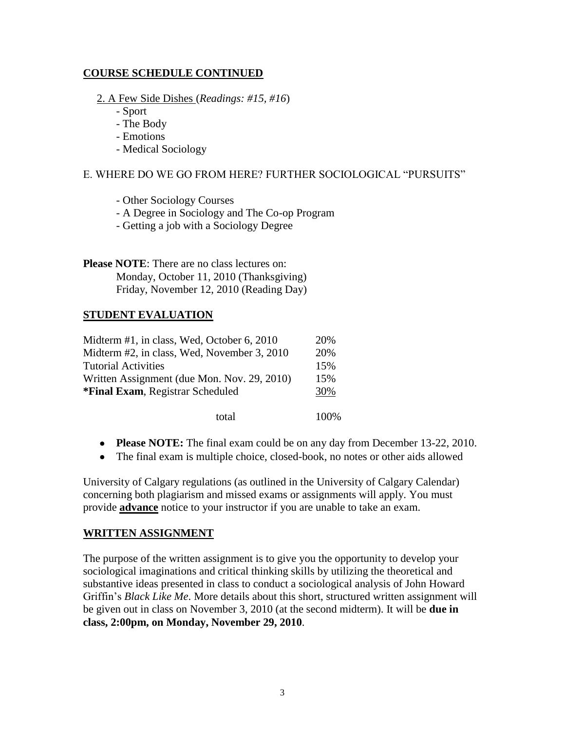## COURSE SCHEDULE CONTINUED

2. A Few Side Dishes (*Readings: #15, #16*)
    - Sport
    - The Body
    - Emotions
    - Medical Sociology

E. WHERE DO WE GO FROM HERE? FURTHER SOCIOLOGICAL "PURSUITS"

- Other Sociology Courses
- A Degree in Sociology and The Co-op Program
- Getting a job with a Sociology Degree

**Please NOTE**: There are no class lectures on:
Monday, October 11, 2010 (Thanksgiving)
Friday, November 12, 2010 (Reading Day)

## STUDENT EVALUATION

| | |
|---|---|
| Midterm #1, in class, Wed, October 6, 2010 | 20% |
| Midterm #2, in class, Wed, November 3, 2010 | 20% |
| Tutorial Activities | 15% |
| Written Assignment (due Mon. Nov. 29, 2010) | 15% |
| **\*Final Exam**, Registrar Scheduled | 30% |
| total | 100% |

- **Please NOTE:** The final exam could be on any day from December 13-22, 2010.
- The final exam is multiple choice, closed-book, no notes or other aids allowed

University of Calgary regulations (as outlined in the University of Calgary Calendar) concerning both plagiarism and missed exams or assignments will apply. You must provide **advance** notice to your instructor if you are unable to take an exam.

## WRITTEN ASSIGNMENT

The purpose of the written assignment is to give you the opportunity to develop your sociological imaginations and critical thinking skills by utilizing the theoretical and substantive ideas presented in class to conduct a sociological analysis of John Howard Griffin's *Black Like Me*. More details about this short, structured written assignment will be given out in class on November 3, 2010 (at the second midterm). It will be **due in class, 2:00pm, on Monday, November 29, 2010**.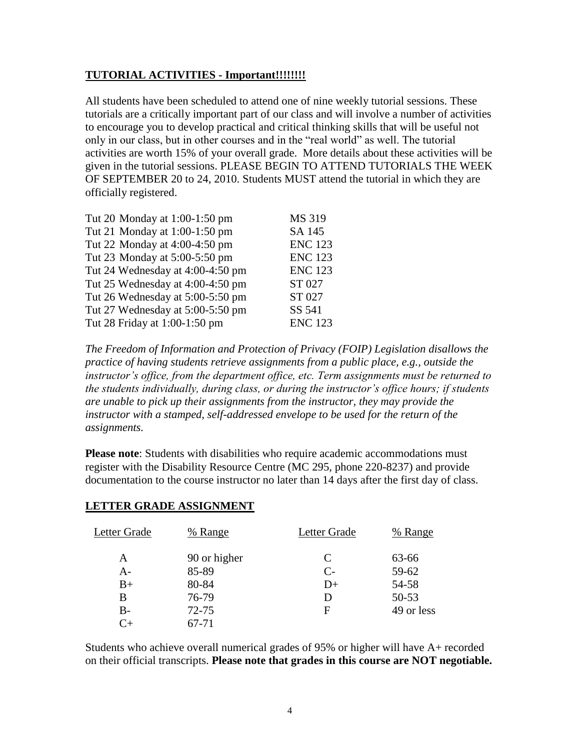## TUTORIAL ACTIVITIES - Important!!!!!!!!

All students have been scheduled to attend one of nine weekly tutorial sessions. These tutorials are a critically important part of our class and will involve a number of activities to encourage you to develop practical and critical thinking skills that will be useful not only in our class, but in other courses and in the "real world" as well. The tutorial activities are worth 15% of your overall grade. More details about these activities will be given in the tutorial sessions. PLEASE BEGIN TO ATTEND TUTORIALS THE WEEK OF SEPTEMBER 20 to 24, 2010. Students MUST attend the tutorial in which they are officially registered.

| | |
|---|---|
| Tut 20 Monday at 1:00-1:50 pm | MS 319 |
| Tut 21 Monday at 1:00-1:50 pm | SA 145 |
| Tut 22 Monday at 4:00-4:50 pm | ENC 123 |
| Tut 23 Monday at 5:00-5:50 pm | ENC 123 |
| Tut 24 Wednesday at 4:00-4:50 pm | ENC 123 |
| Tut 25 Wednesday at 4:00-4:50 pm | ST 027 |
| Tut 26 Wednesday at 5:00-5:50 pm | ST 027 |
| Tut 27 Wednesday at 5:00-5:50 pm | SS 541 |
| Tut 28 Friday at 1:00-1:50 pm | ENC 123 |

*The Freedom of Information and Protection of Privacy (FOIP) Legislation disallows the practice of having students retrieve assignments from a public place, e.g., outside the instructor's office, from the department office, etc. Term assignments must be returned to the students individually, during class, or during the instructor's office hours; if students are unable to pick up their assignments from the instructor, they may provide the instructor with a stamped, self-addressed envelope to be used for the return of the assignments.*

**Please note**: Students with disabilities who require academic accommodations must register with the Disability Resource Centre (MC 295, phone 220-8237) and provide documentation to the course instructor no later than 14 days after the first day of class.

## LETTER GRADE ASSIGNMENT

| Letter Grade | % Range | Letter Grade | % Range |
|---|---|---|---|
| A | 90 or higher | C | 63-66 |
| A- | 85-89 | C- | 59-62 |
| B+ | 80-84 | D+ | 54-58 |
| B | 76-79 | D | 50-53 |
| B- | 72-75 | F | 49 or less |
| C+ | 67-71 | | |

Students who achieve overall numerical grades of 95% or higher will have A+ recorded on their official transcripts. **Please note that grades in this course are NOT negotiable.**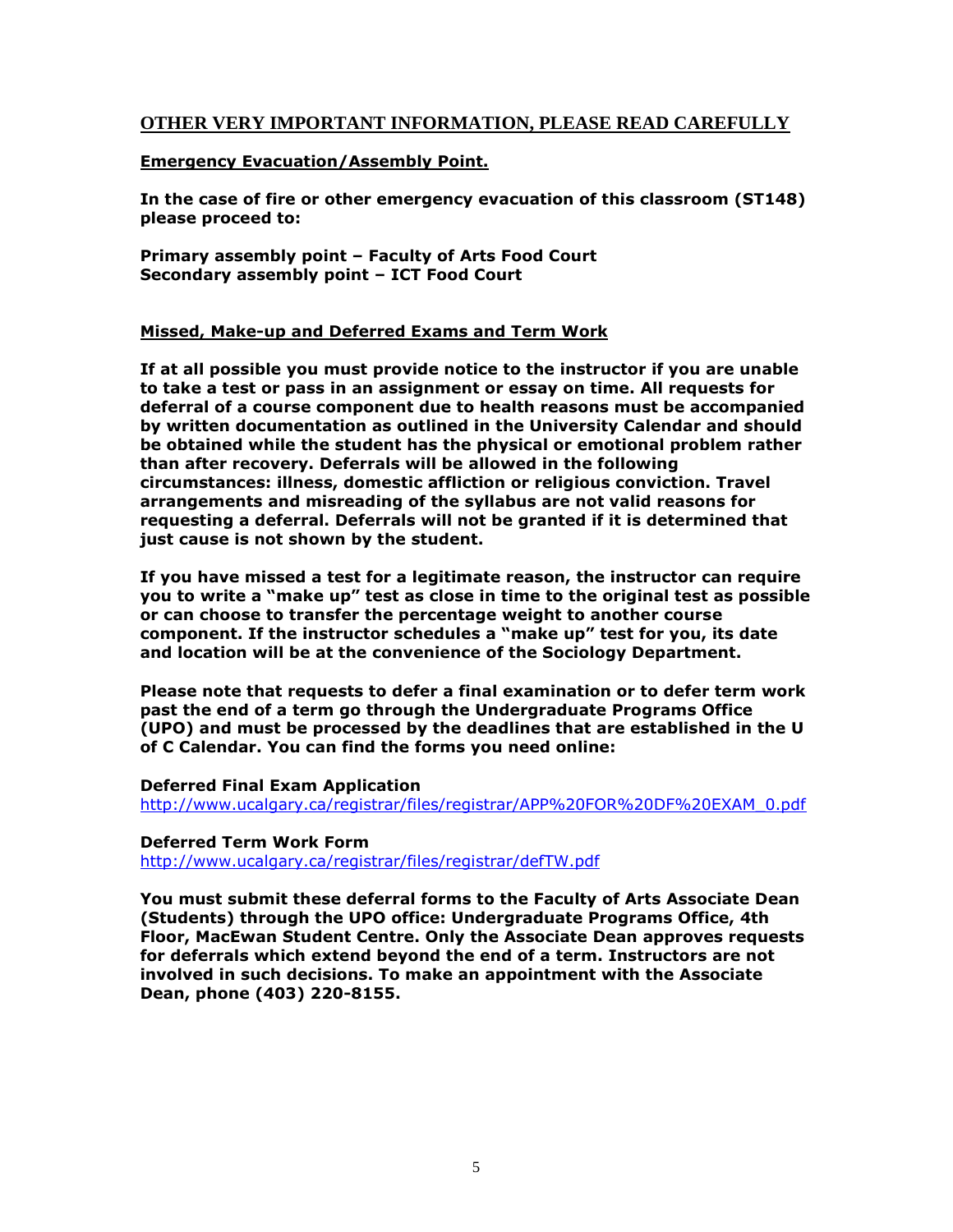## OTHER VERY IMPORTANT INFORMATION, PLEASE READ CAREFULLY

**Emergency Evacuation/Assembly Point.**

**In the case of fire or other emergency evacuation of this classroom (ST148) please proceed to:**

**Primary assembly point – Faculty of Arts Food Court**
**Secondary assembly point – ICT Food Court**

**Missed, Make-up and Deferred Exams and Term Work**

**If at all possible you must provide notice to the instructor if you are unable to take a test or pass in an assignment or essay on time. All requests for deferral of a course component due to health reasons must be accompanied by written documentation as outlined in the University Calendar and should be obtained while the student has the physical or emotional problem rather than after recovery. Deferrals will be allowed in the following circumstances: illness, domestic affliction or religious conviction. Travel arrangements and misreading of the syllabus are not valid reasons for requesting a deferral. Deferrals will not be granted if it is determined that just cause is not shown by the student.**

**If you have missed a test for a legitimate reason, the instructor can require you to write a "make up" test as close in time to the original test as possible or can choose to transfer the percentage weight to another course component. If the instructor schedules a "make up" test for you, its date and location will be at the convenience of the Sociology Department.**

**Please note that requests to defer a final examination or to defer term work past the end of a term go through the Undergraduate Programs Office (UPO) and must be processed by the deadlines that are established in the U of C Calendar. You can find the forms you need online:**

**Deferred Final Exam Application**
http://www.ucalgary.ca/registrar/files/registrar/APP%20FOR%20DF%20EXAM_0.pdf

**Deferred Term Work Form**
http://www.ucalgary.ca/registrar/files/registrar/defTW.pdf

**You must submit these deferral forms to the Faculty of Arts Associate Dean (Students) through the UPO office: Undergraduate Programs Office, 4th Floor, MacEwan Student Centre. Only the Associate Dean approves requests for deferrals which extend beyond the end of a term. Instructors are not involved in such decisions. To make an appointment with the Associate Dean, phone (403) 220-8155.**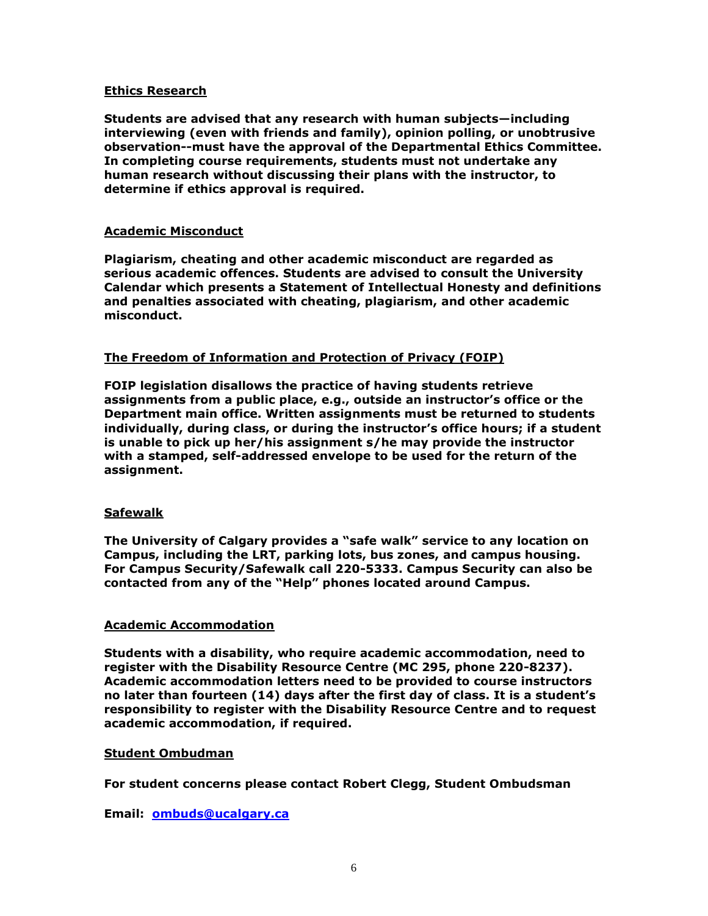## Ethics Research

**Students are advised that any research with human subjects—including interviewing (even with friends and family), opinion polling, or unobtrusive observation--must have the approval of the Departmental Ethics Committee. In completing course requirements, students must not undertake any human research without discussing their plans with the instructor, to determine if ethics approval is required.**

## Academic Misconduct

**Plagiarism, cheating and other academic misconduct are regarded as serious academic offences. Students are advised to consult the University Calendar which presents a Statement of Intellectual Honesty and definitions and penalties associated with cheating, plagiarism, and other academic misconduct.**

## The Freedom of Information and Protection of Privacy (FOIP)

**FOIP legislation disallows the practice of having students retrieve assignments from a public place, e.g., outside an instructor's office or the Department main office. Written assignments must be returned to students individually, during class, or during the instructor's office hours; if a student is unable to pick up her/his assignment s/he may provide the instructor with a stamped, self-addressed envelope to be used for the return of the assignment.**

## Safewalk

**The University of Calgary provides a "safe walk" service to any location on Campus, including the LRT, parking lots, bus zones, and campus housing. For Campus Security/Safewalk call 220-5333. Campus Security can also be contacted from any of the "Help" phones located around Campus.**

## Academic Accommodation

**Students with a disability, who require academic accommodation, need to register with the Disability Resource Centre (MC 295, phone 220-8237). Academic accommodation letters need to be provided to course instructors no later than fourteen (14) days after the first day of class. It is a student's responsibility to register with the Disability Resource Centre and to request academic accommodation, if required.**

## Student Ombudman

**For student concerns please contact Robert Clegg, Student Ombudsman**

**Email: [ombuds@ucalgary.ca](mailto:ombuds@ucalgary.ca)**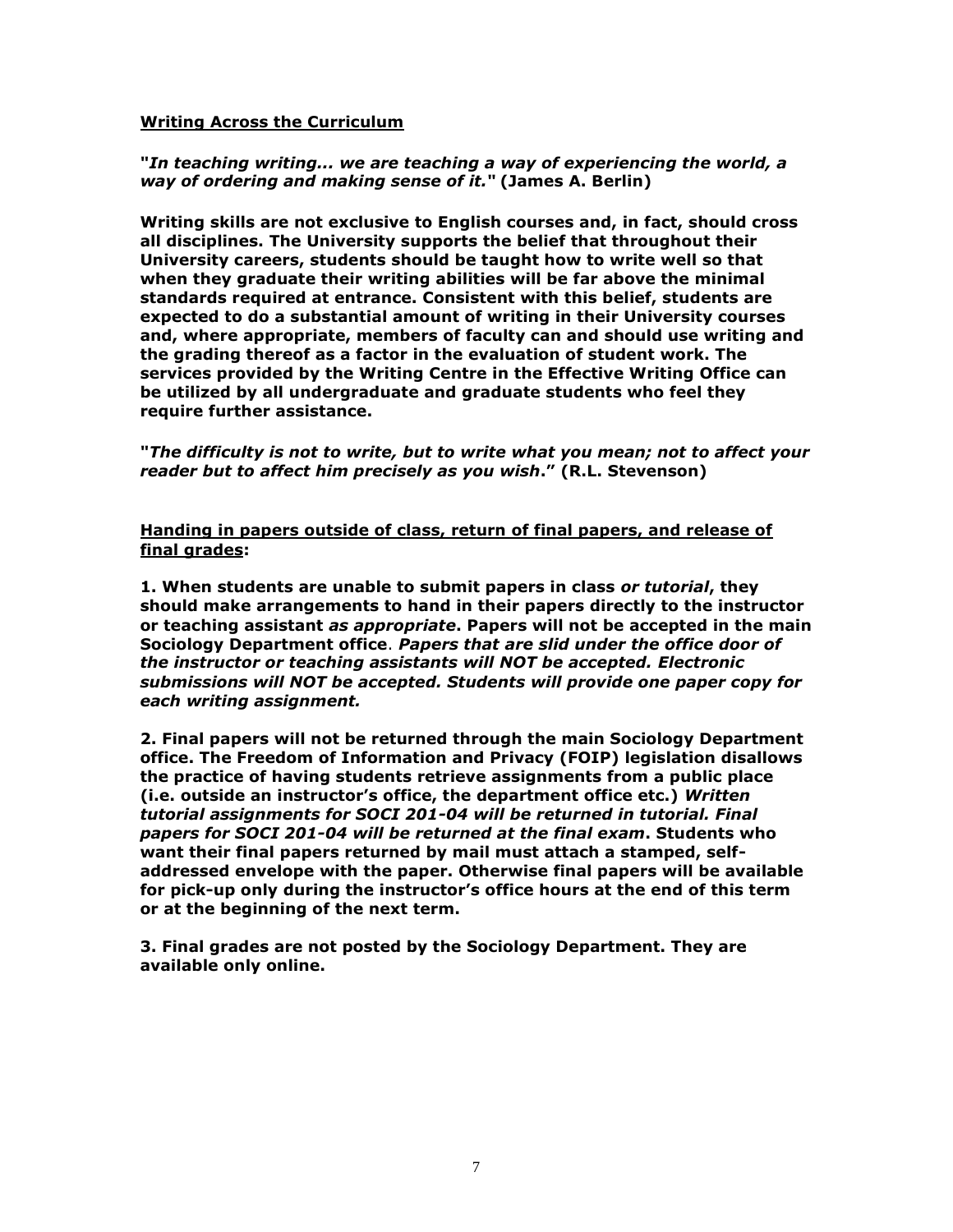**Writing Across the Curriculum**

**"*In teaching writing... we are teaching a way of experiencing the world, a way of ordering and making sense of it.*" (James A. Berlin)**

**Writing skills are not exclusive to English courses and, in fact, should cross all disciplines. The University supports the belief that throughout their University careers, students should be taught how to write well so that when they graduate their writing abilities will be far above the minimal standards required at entrance. Consistent with this belief, students are expected to do a substantial amount of writing in their University courses and, where appropriate, members of faculty can and should use writing and the grading thereof as a factor in the evaluation of student work. The services provided by the Writing Centre in the Effective Writing Office can be utilized by all undergraduate and graduate students who feel they require further assistance.**

**"*The difficulty is not to write, but to write what you mean; not to affect your reader but to affect him precisely as you wish*." (R.L. Stevenson)**

**Handing in papers outside of class, return of final papers, and release of final grades:**

**1. When students are unable to submit papers in class *or tutorial*, they should make arrangements to hand in their papers directly to the instructor or teaching assistant *as appropriate*. Papers will not be accepted in the main Sociology Department office**. ***Papers that are slid under the office door of the instructor or teaching assistants will NOT be accepted. Electronic submissions will NOT be accepted. Students will provide one paper copy for each writing assignment.***

**2. Final papers will not be returned through the main Sociology Department office. The Freedom of Information and Privacy (FOIP) legislation disallows the practice of having students retrieve assignments from a public place (i.e. outside an instructor's office, the department office etc.) *Written tutorial assignments for SOCI 201-04 will be returned in tutorial. Final papers for SOCI 201-04 will be returned at the final exam*. Students who want their final papers returned by mail must attach a stamped, self-addressed envelope with the paper. Otherwise final papers will be available for pick-up only during the instructor's office hours at the end of this term or at the beginning of the next term.**

**3. Final grades are not posted by the Sociology Department. They are available only online.**